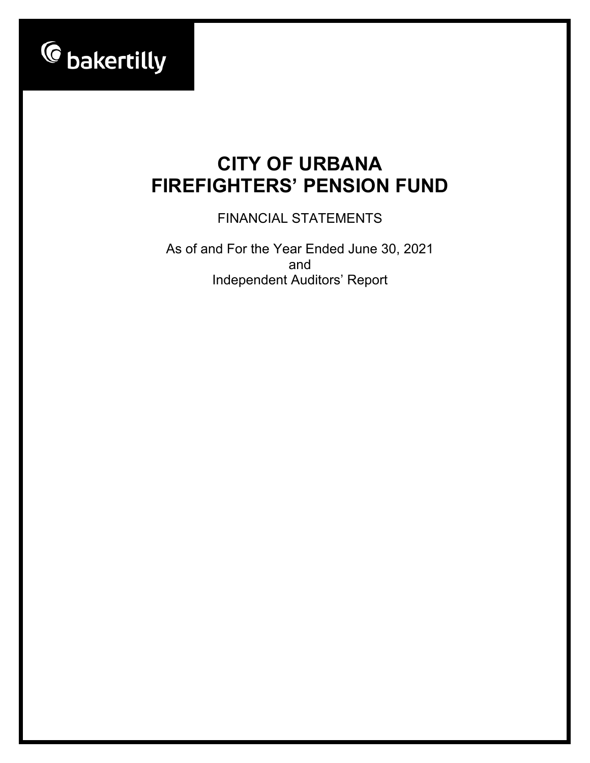bakertilly

# CITY OF URBANA
# FIREFIGHTERS' PENSION FUND

FINANCIAL STATEMENTS

As of and For the Year Ended June 30, 2021
and
Independent Auditors' Report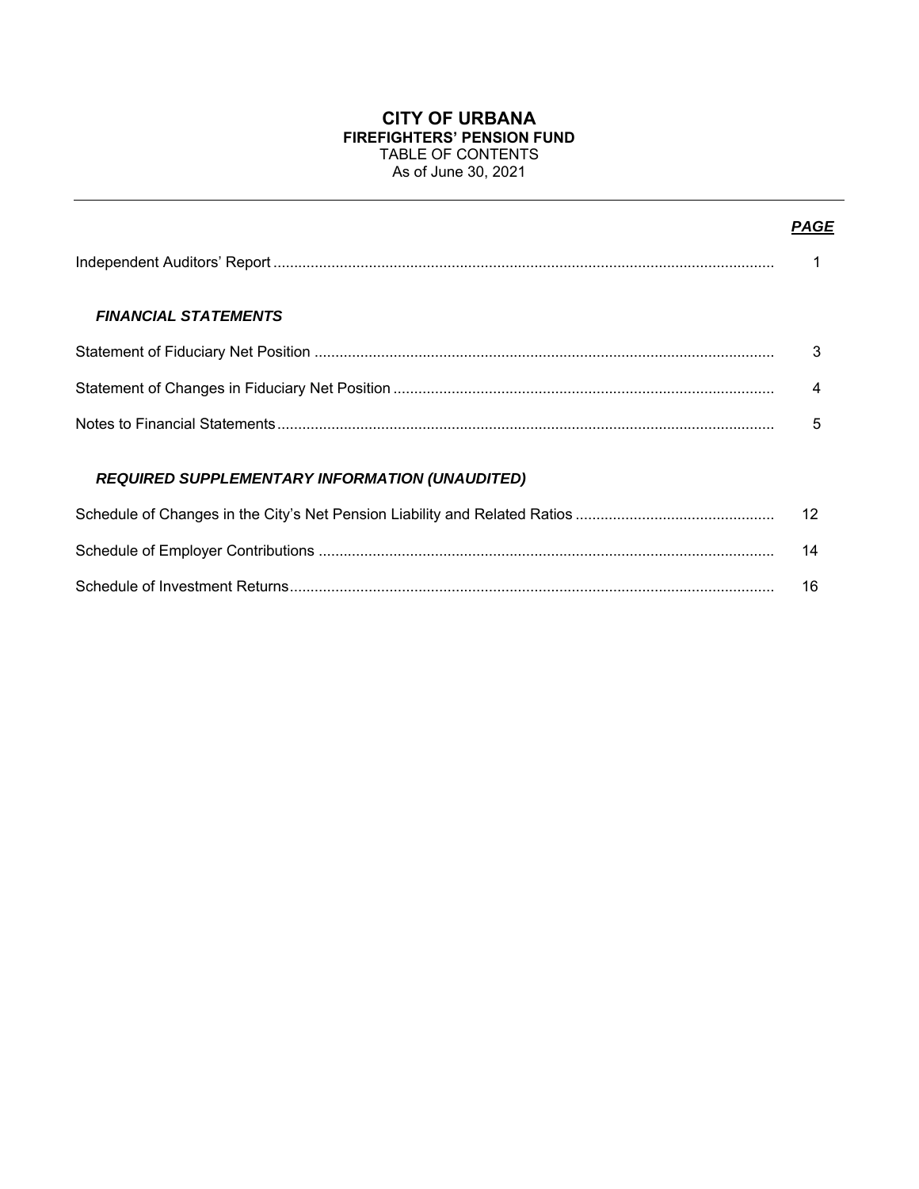# CITY OF URBANA
## FIREFIGHTERS' PENSION FUND
TABLE OF CONTENTS
As of June 30, 2021

| | ***PAGE*** |
|---|---|
| Independent Auditors' Report | 1 |
| ***FINANCIAL STATEMENTS*** | |
| Statement of Fiduciary Net Position | 3 |
| Statement of Changes in Fiduciary Net Position | 4 |
| Notes to Financial Statements | 5 |
| ***REQUIRED SUPPLEMENTARY INFORMATION (UNAUDITED)*** | |
| Schedule of Changes in the City's Net Pension Liability and Related Ratios | 12 |
| Schedule of Employer Contributions | 14 |
| Schedule of Investment Returns | 16 |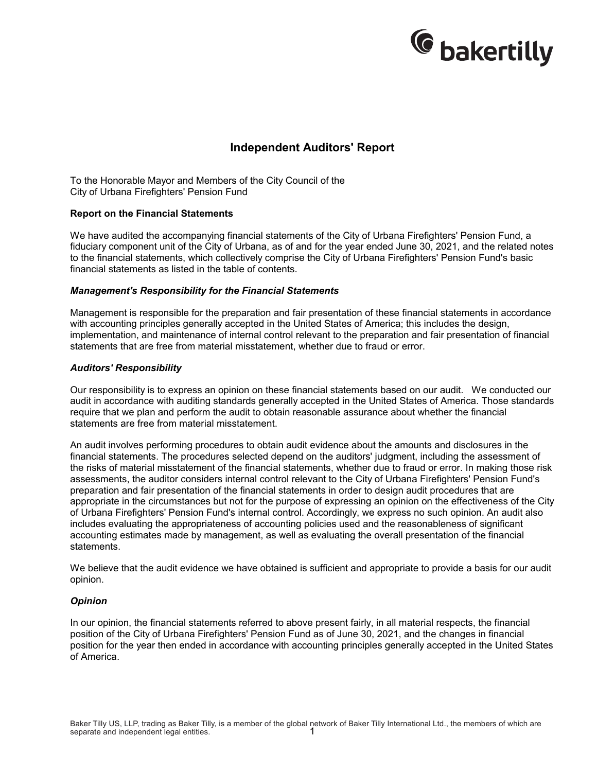# Independent Auditors' Report

To the Honorable Mayor and Members of the City Council of the
City of Urbana Firefighters' Pension Fund

**Report on the Financial Statements**

We have audited the accompanying financial statements of the City of Urbana Firefighters' Pension Fund, a fiduciary component unit of the City of Urbana, as of and for the year ended June 30, 2021, and the related notes to the financial statements, which collectively comprise the City of Urbana Firefighters' Pension Fund's basic financial statements as listed in the table of contents.

***Management's Responsibility for the Financial Statements***

Management is responsible for the preparation and fair presentation of these financial statements in accordance with accounting principles generally accepted in the United States of America; this includes the design, implementation, and maintenance of internal control relevant to the preparation and fair presentation of financial statements that are free from material misstatement, whether due to fraud or error.

***Auditors' Responsibility***

Our responsibility is to express an opinion on these financial statements based on our audit. We conducted our audit in accordance with auditing standards generally accepted in the United States of America. Those standards require that we plan and perform the audit to obtain reasonable assurance about whether the financial statements are free from material misstatement.

An audit involves performing procedures to obtain audit evidence about the amounts and disclosures in the financial statements. The procedures selected depend on the auditors' judgment, including the assessment of the risks of material misstatement of the financial statements, whether due to fraud or error. In making those risk assessments, the auditor considers internal control relevant to the City of Urbana Firefighters' Pension Fund's preparation and fair presentation of the financial statements in order to design audit procedures that are appropriate in the circumstances but not for the purpose of expressing an opinion on the effectiveness of the City of Urbana Firefighters' Pension Fund's internal control. Accordingly, we express no such opinion. An audit also includes evaluating the appropriateness of accounting policies used and the reasonableness of significant accounting estimates made by management, as well as evaluating the overall presentation of the financial statements.

We believe that the audit evidence we have obtained is sufficient and appropriate to provide a basis for our audit opinion.

***Opinion***

In our opinion, the financial statements referred to above present fairly, in all material respects, the financial position of the City of Urbana Firefighters' Pension Fund as of June 30, 2021, and the changes in financial position for the year then ended in accordance with accounting principles generally accepted in the United States of America.

Baker Tilly US, LLP, trading as Baker Tilly, is a member of the global network of Baker Tilly International Ltd., the members of which are separate and independent legal entities.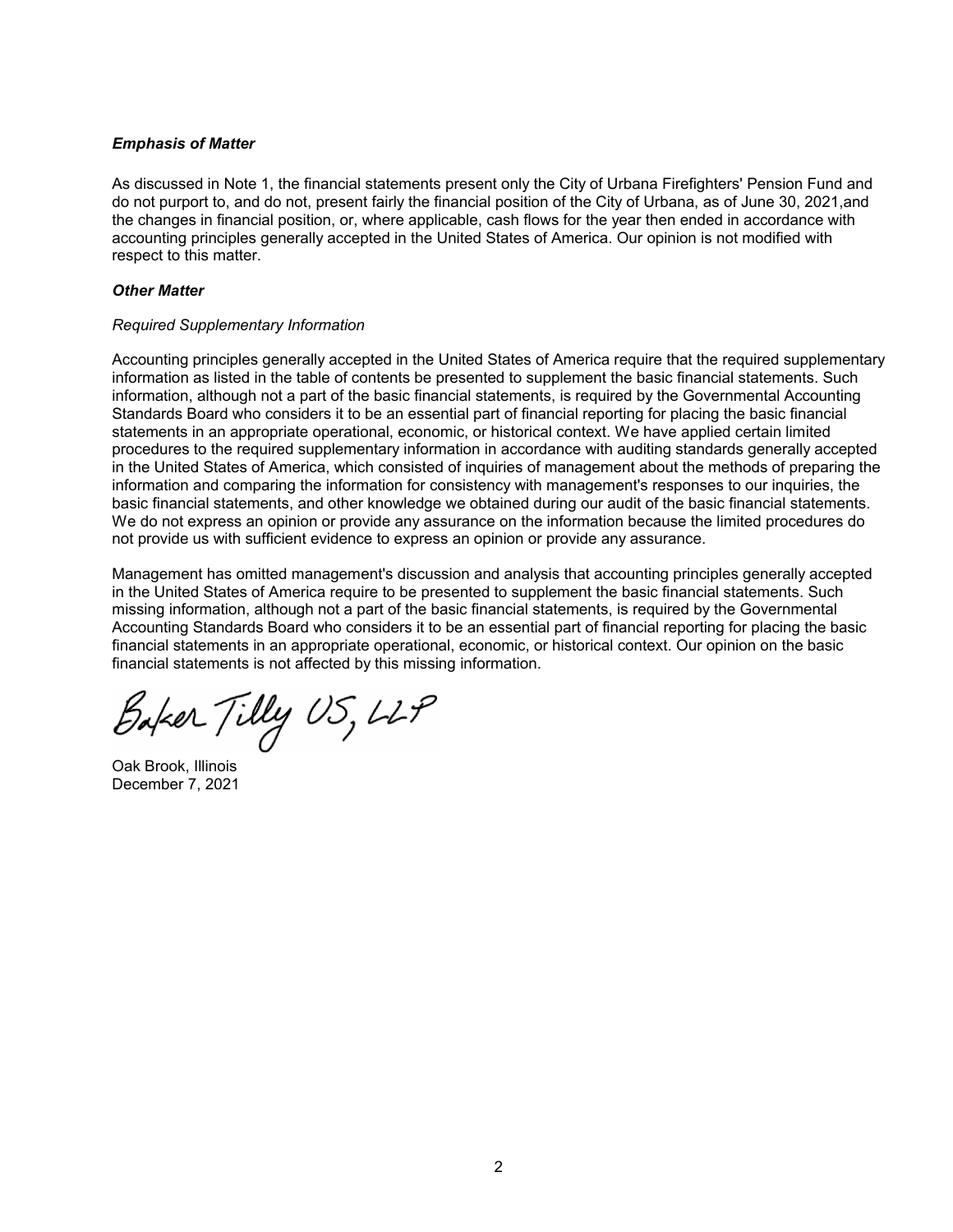### *Emphasis of Matter*

As discussed in Note 1, the financial statements present only the City of Urbana Firefighters' Pension Fund and do not purport to, and do not, present fairly the financial position of the City of Urbana, as of June 30, 2021,and the changes in financial position, or, where applicable, cash flows for the year then ended in accordance with accounting principles generally accepted in the United States of America. Our opinion is not modified with respect to this matter.

### *Other Matter*

*Required Supplementary Information*

Accounting principles generally accepted in the United States of America require that the required supplementary information as listed in the table of contents be presented to supplement the basic financial statements. Such information, although not a part of the basic financial statements, is required by the Governmental Accounting Standards Board who considers it to be an essential part of financial reporting for placing the basic financial statements in an appropriate operational, economic, or historical context. We have applied certain limited procedures to the required supplementary information in accordance with auditing standards generally accepted in the United States of America, which consisted of inquiries of management about the methods of preparing the information and comparing the information for consistency with management's responses to our inquiries, the basic financial statements, and other knowledge we obtained during our audit of the basic financial statements. We do not express an opinion or provide any assurance on the information because the limited procedures do not provide us with sufficient evidence to express an opinion or provide any assurance.

Management has omitted management's discussion and analysis that accounting principles generally accepted in the United States of America require to be presented to supplement the basic financial statements. Such missing information, although not a part of the basic financial statements, is required by the Governmental Accounting Standards Board who considers it to be an essential part of financial reporting for placing the basic financial statements in an appropriate operational, economic, or historical context. Our opinion on the basic financial statements is not affected by this missing information.

Baker Tilly US, LLP

Oak Brook, Illinois
December 7, 2021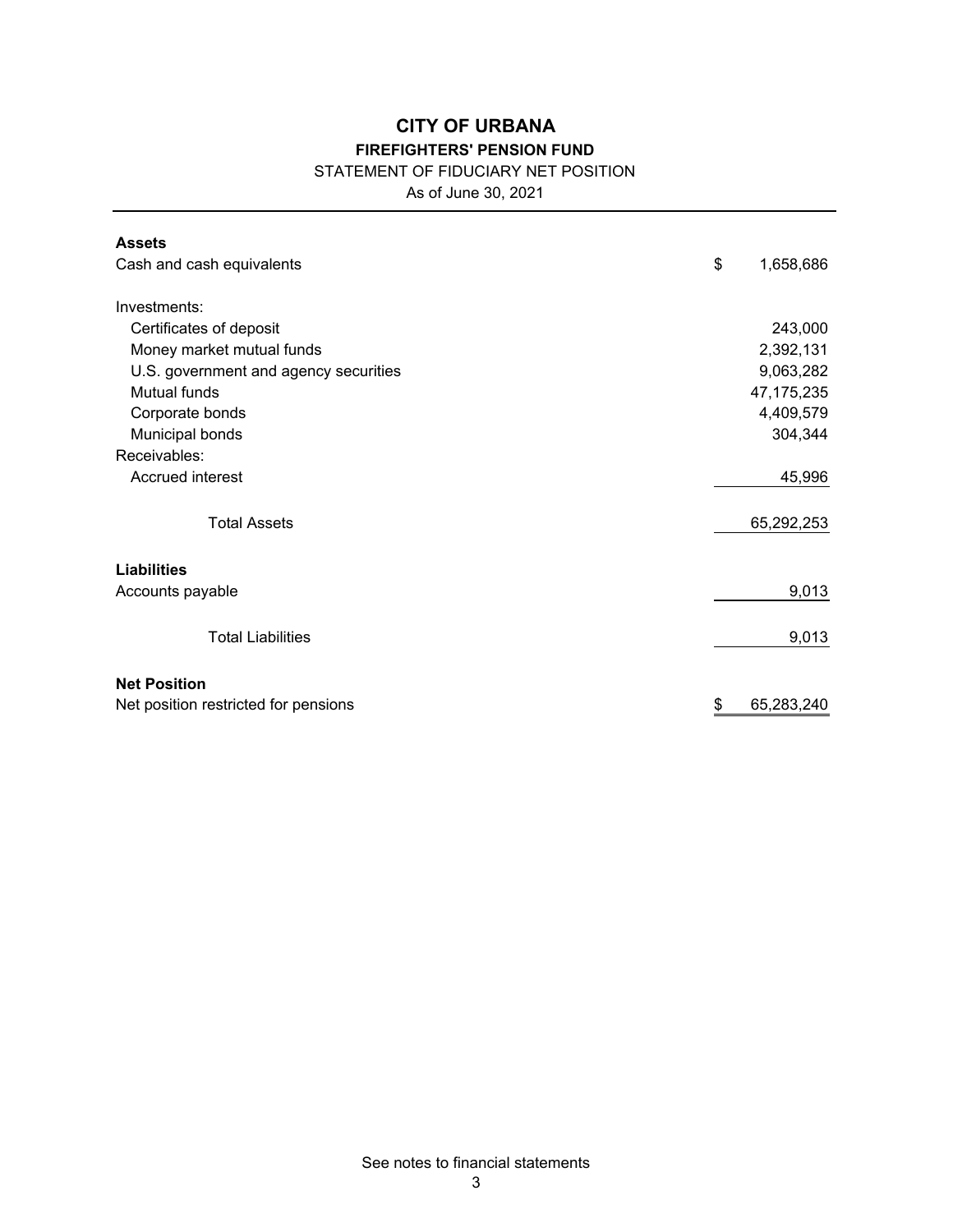# CITY OF URBANA

## FIREFIGHTERS' PENSION FUND

STATEMENT OF FIDUCIARY NET POSITION

As of June 30, 2021

| | |
|---|---|
| **Assets** | |
| Cash and cash equivalents | $ 1,658,686 |
| | |
| Investments: | |
| Certificates of deposit | 243,000 |
| Money market mutual funds | 2,392,131 |
| U.S. government and agency securities | 9,063,282 |
| Mutual funds | 47,175,235 |
| Corporate bonds | 4,409,579 |
| Municipal bonds | 304,344 |
| Receivables: | |
| Accrued interest | 45,996 |
| | |
| Total Assets | 65,292,253 |
| | |
| **Liabilities** | |
| Accounts payable | 9,013 |
| | |
| Total Liabilities | 9,013 |
| | |
| **Net Position** | |
| Net position restricted for pensions | $ 65,283,240 |

See notes to financial statements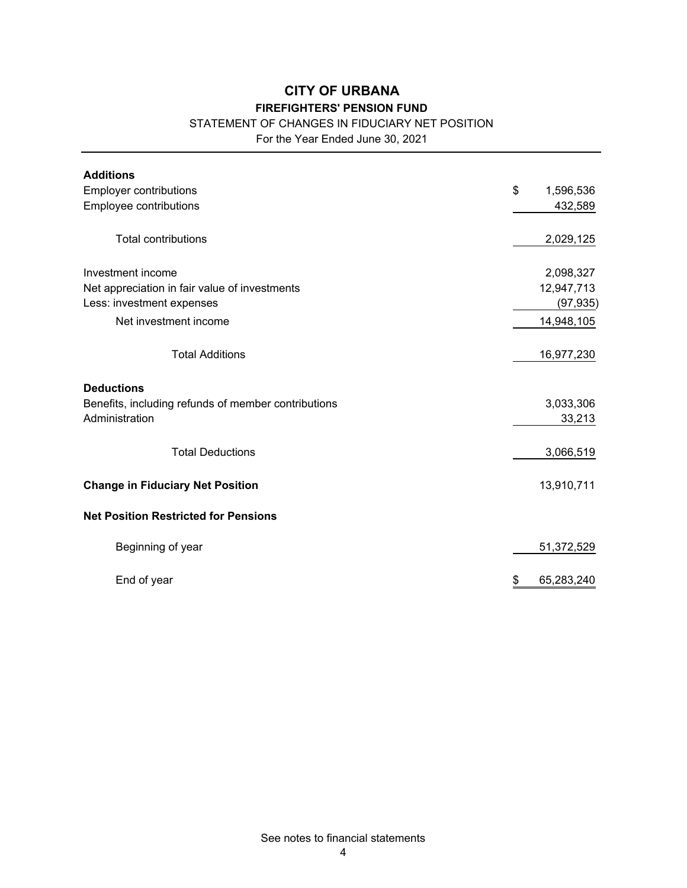# CITY OF URBANA

## FIREFIGHTERS' PENSION FUND

STATEMENT OF CHANGES IN FIDUCIARY NET POSITION

For the Year Ended June 30, 2021

| | |
|---|---|
| **Additions** | |
| Employer contributions | $ 1,596,536 |
| Employee contributions | 432,589 |
| Total contributions | 2,029,125 |
| Investment income | 2,098,327 |
| Net appreciation in fair value of investments | 12,947,713 |
| Less: investment expenses | (97,935) |
| Net investment income | 14,948,105 |
| Total Additions | 16,977,230 |
| **Deductions** | |
| Benefits, including refunds of member contributions | 3,033,306 |
| Administration | 33,213 |
| Total Deductions | 3,066,519 |
| **Change in Fiduciary Net Position** | 13,910,711 |
| **Net Position Restricted for Pensions** | |
| Beginning of year | 51,372,529 |
| End of year | $ 65,283,240 |

See notes to financial statements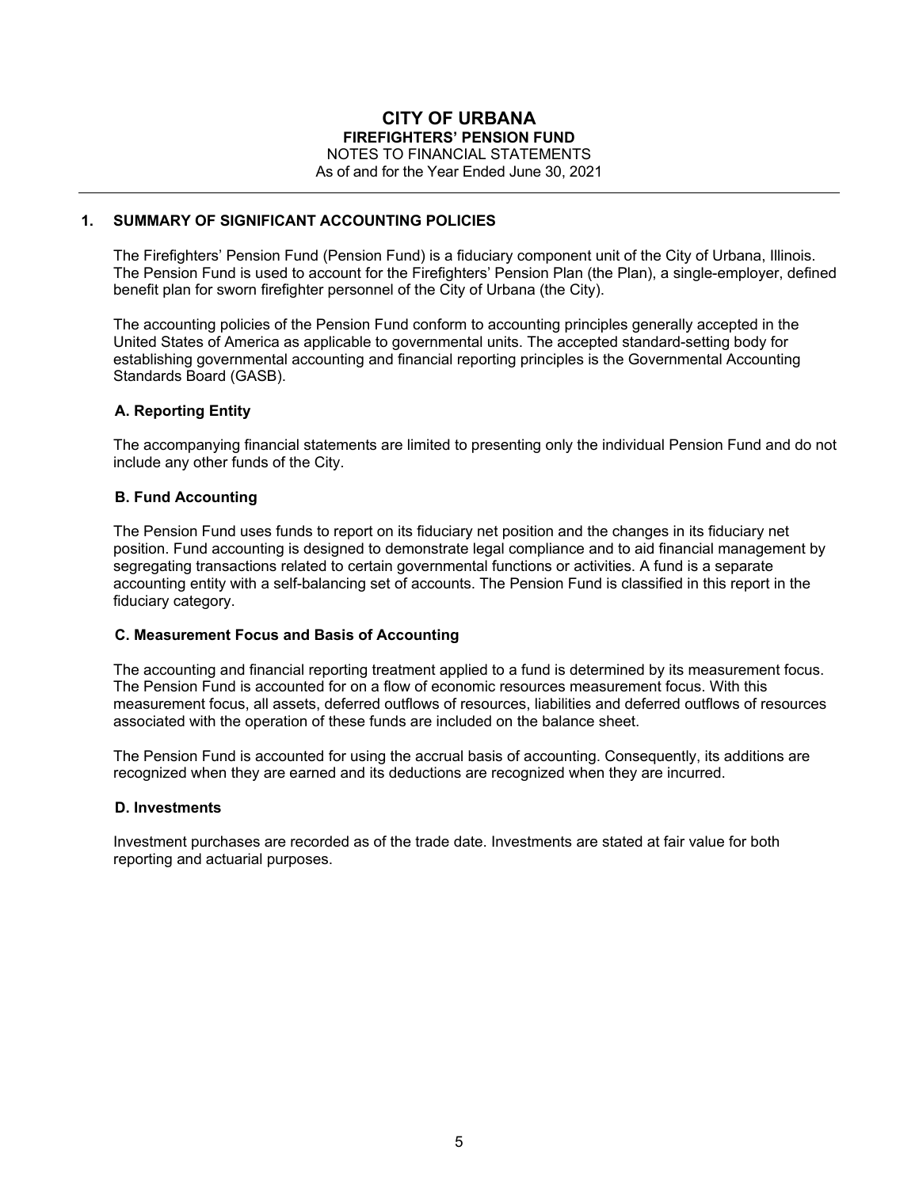# CITY OF URBANA

## FIREFIGHTERS' PENSION FUND

NOTES TO FINANCIAL STATEMENTS
As of and for the Year Ended June 30, 2021

---

## 1. SUMMARY OF SIGNIFICANT ACCOUNTING POLICIES

The Firefighters' Pension Fund (Pension Fund) is a fiduciary component unit of the City of Urbana, Illinois. The Pension Fund is used to account for the Firefighters' Pension Plan (the Plan), a single-employer, defined benefit plan for sworn firefighter personnel of the City of Urbana (the City).

The accounting policies of the Pension Fund conform to accounting principles generally accepted in the United States of America as applicable to governmental units. The accepted standard-setting body for establishing governmental accounting and financial reporting principles is the Governmental Accounting Standards Board (GASB).

### A. Reporting Entity

The accompanying financial statements are limited to presenting only the individual Pension Fund and do not include any other funds of the City.

### B. Fund Accounting

The Pension Fund uses funds to report on its fiduciary net position and the changes in its fiduciary net position. Fund accounting is designed to demonstrate legal compliance and to aid financial management by segregating transactions related to certain governmental functions or activities. A fund is a separate accounting entity with a self-balancing set of accounts. The Pension Fund is classified in this report in the fiduciary category.

### C. Measurement Focus and Basis of Accounting

The accounting and financial reporting treatment applied to a fund is determined by its measurement focus. The Pension Fund is accounted for on a flow of economic resources measurement focus. With this measurement focus, all assets, deferred outflows of resources, liabilities and deferred outflows of resources associated with the operation of these funds are included on the balance sheet.

The Pension Fund is accounted for using the accrual basis of accounting. Consequently, its additions are recognized when they are earned and its deductions are recognized when they are incurred.

### D. Investments

Investment purchases are recorded as of the trade date. Investments are stated at fair value for both reporting and actuarial purposes.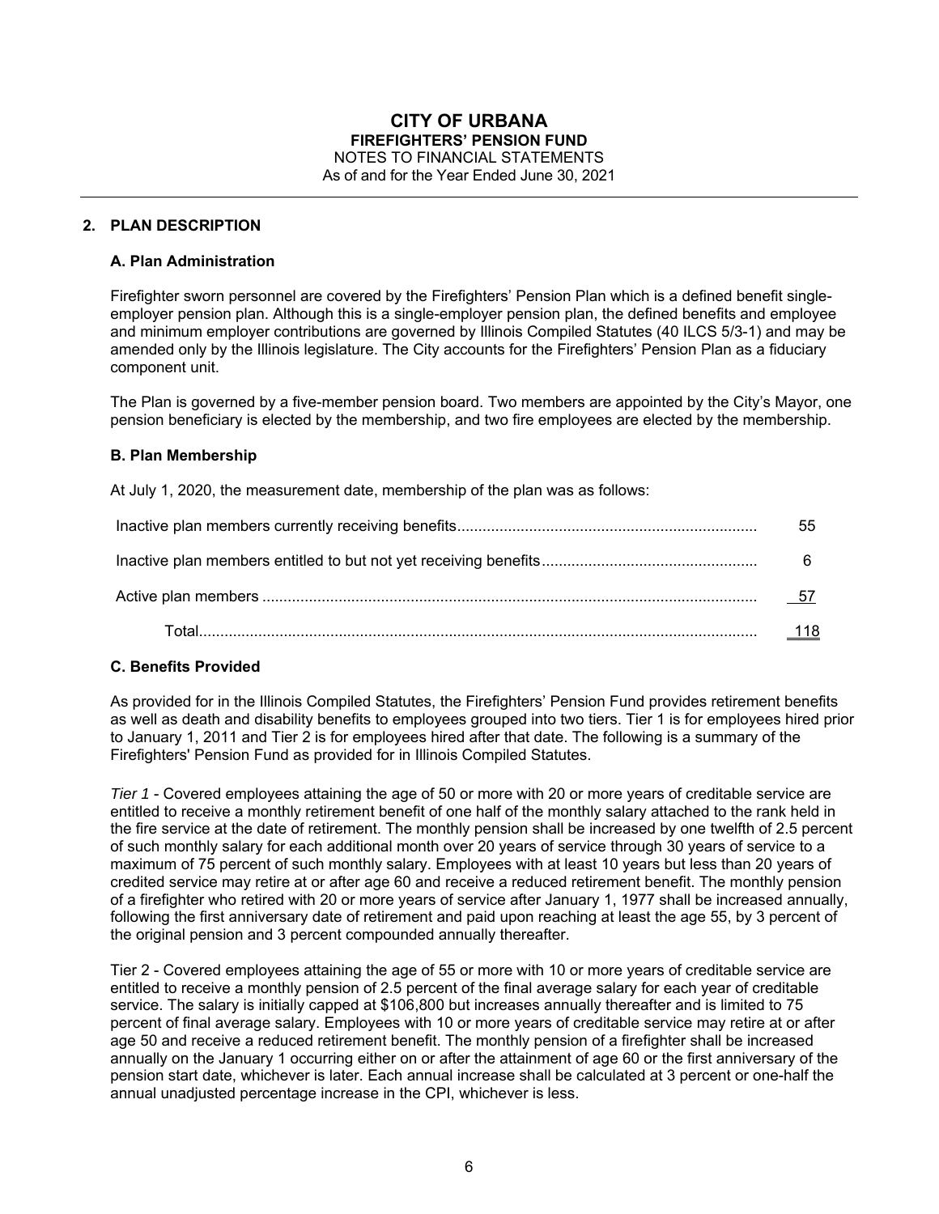# CITY OF URBANA
## FIREFIGHTERS' PENSION FUND
NOTES TO FINANCIAL STATEMENTS
As of and for the Year Ended June 30, 2021

## 2. PLAN DESCRIPTION

### A. Plan Administration

Firefighter sworn personnel are covered by the Firefighters' Pension Plan which is a defined benefit single-employer pension plan. Although this is a single-employer pension plan, the defined benefits and employee and minimum employer contributions are governed by Illinois Compiled Statutes (40 ILCS 5/3-1) and may be amended only by the Illinois legislature. The City accounts for the Firefighters' Pension Plan as a fiduciary component unit.

The Plan is governed by a five-member pension board. Two members are appointed by the City's Mayor, one pension beneficiary is elected by the membership, and two fire employees are elected by the membership.

### B. Plan Membership

At July 1, 2020, the measurement date, membership of the plan was as follows:

| | |
|---|---|
| Inactive plan members currently receiving benefits | 55 |
| Inactive plan members entitled to but not yet receiving benefits | 6 |
| Active plan members | 57 |
| Total | 118 |

### C. Benefits Provided

As provided for in the Illinois Compiled Statutes, the Firefighters' Pension Fund provides retirement benefits as well as death and disability benefits to employees grouped into two tiers. Tier 1 is for employees hired prior to January 1, 2011 and Tier 2 is for employees hired after that date. The following is a summary of the Firefighters' Pension Fund as provided for in Illinois Compiled Statutes.

*Tier 1* - Covered employees attaining the age of 50 or more with 20 or more years of creditable service are entitled to receive a monthly retirement benefit of one half of the monthly salary attached to the rank held in the fire service at the date of retirement. The monthly pension shall be increased by one twelfth of 2.5 percent of such monthly salary for each additional month over 20 years of service through 30 years of service to a maximum of 75 percent of such monthly salary. Employees with at least 10 years but less than 20 years of credited service may retire at or after age 60 and receive a reduced retirement benefit. The monthly pension of a firefighter who retired with 20 or more years of service after January 1, 1977 shall be increased annually, following the first anniversary date of retirement and paid upon reaching at least the age 55, by 3 percent of the original pension and 3 percent compounded annually thereafter.

Tier 2 - Covered employees attaining the age of 55 or more with 10 or more years of creditable service are entitled to receive a monthly pension of 2.5 percent of the final average salary for each year of creditable service. The salary is initially capped at $106,800 but increases annually thereafter and is limited to 75 percent of final average salary. Employees with 10 or more years of creditable service may retire at or after age 50 and receive a reduced retirement benefit. The monthly pension of a firefighter shall be increased annually on the January 1 occurring either on or after the attainment of age 60 or the first anniversary of the pension start date, whichever is later. Each annual increase shall be calculated at 3 percent or one-half the annual unadjusted percentage increase in the CPI, whichever is less.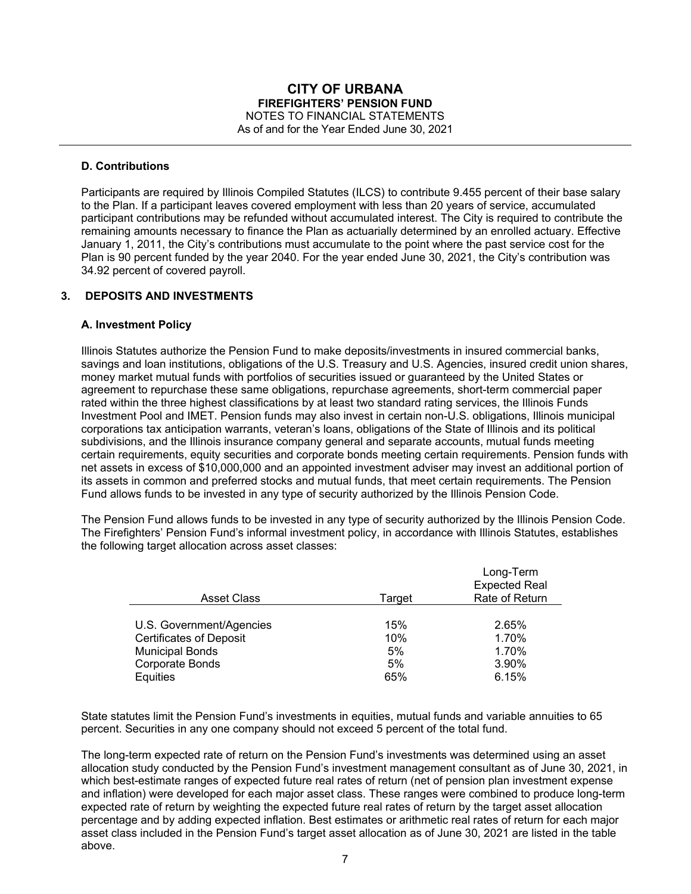### D. Contributions

Participants are required by Illinois Compiled Statutes (ILCS) to contribute 9.455 percent of their base salary to the Plan. If a participant leaves covered employment with less than 20 years of service, accumulated participant contributions may be refunded without accumulated interest. The City is required to contribute the remaining amounts necessary to finance the Plan as actuarially determined by an enrolled actuary. Effective January 1, 2011, the City's contributions must accumulate to the point where the past service cost for the Plan is 90 percent funded by the year 2040. For the year ended June 30, 2021, the City's contribution was 34.92 percent of covered payroll.

## 3. DEPOSITS AND INVESTMENTS

### A. Investment Policy

Illinois Statutes authorize the Pension Fund to make deposits/investments in insured commercial banks, savings and loan institutions, obligations of the U.S. Treasury and U.S. Agencies, insured credit union shares, money market mutual funds with portfolios of securities issued or guaranteed by the United States or agreement to repurchase these same obligations, repurchase agreements, short-term commercial paper rated within the three highest classifications by at least two standard rating services, the Illinois Funds Investment Pool and IMET. Pension funds may also invest in certain non-U.S. obligations, Illinois municipal corporations tax anticipation warrants, veteran's loans, obligations of the State of Illinois and its political subdivisions, and the Illinois insurance company general and separate accounts, mutual funds meeting certain requirements, equity securities and corporate bonds meeting certain requirements. Pension funds with net assets in excess of $10,000,000 and an appointed investment adviser may invest an additional portion of its assets in common and preferred stocks and mutual funds, that meet certain requirements. The Pension Fund allows funds to be invested in any type of security authorized by the Illinois Pension Code.

The Pension Fund allows funds to be invested in any type of security authorized by the Illinois Pension Code. The Firefighters' Pension Fund's informal investment policy, in accordance with Illinois Statutes, establishes the following target allocation across asset classes:

| Asset Class | Target | Long-Term Expected Real Rate of Return |
|---|---|---|
| U.S. Government/Agencies | 15% | 2.65% |
| Certificates of Deposit | 10% | 1.70% |
| Municipal Bonds | 5% | 1.70% |
| Corporate Bonds | 5% | 3.90% |
| Equities | 65% | 6.15% |

State statutes limit the Pension Fund's investments in equities, mutual funds and variable annuities to 65 percent. Securities in any one company should not exceed 5 percent of the total fund.

The long-term expected rate of return on the Pension Fund's investments was determined using an asset allocation study conducted by the Pension Fund's investment management consultant as of June 30, 2021, in which best-estimate ranges of expected future real rates of return (net of pension plan investment expense and inflation) were developed for each major asset class. These ranges were combined to produce long-term expected rate of return by weighting the expected future real rates of return by the target asset allocation percentage and by adding expected inflation. Best estimates or arithmetic real rates of return for each major asset class included in the Pension Fund's target asset allocation as of June 30, 2021 are listed in the table above.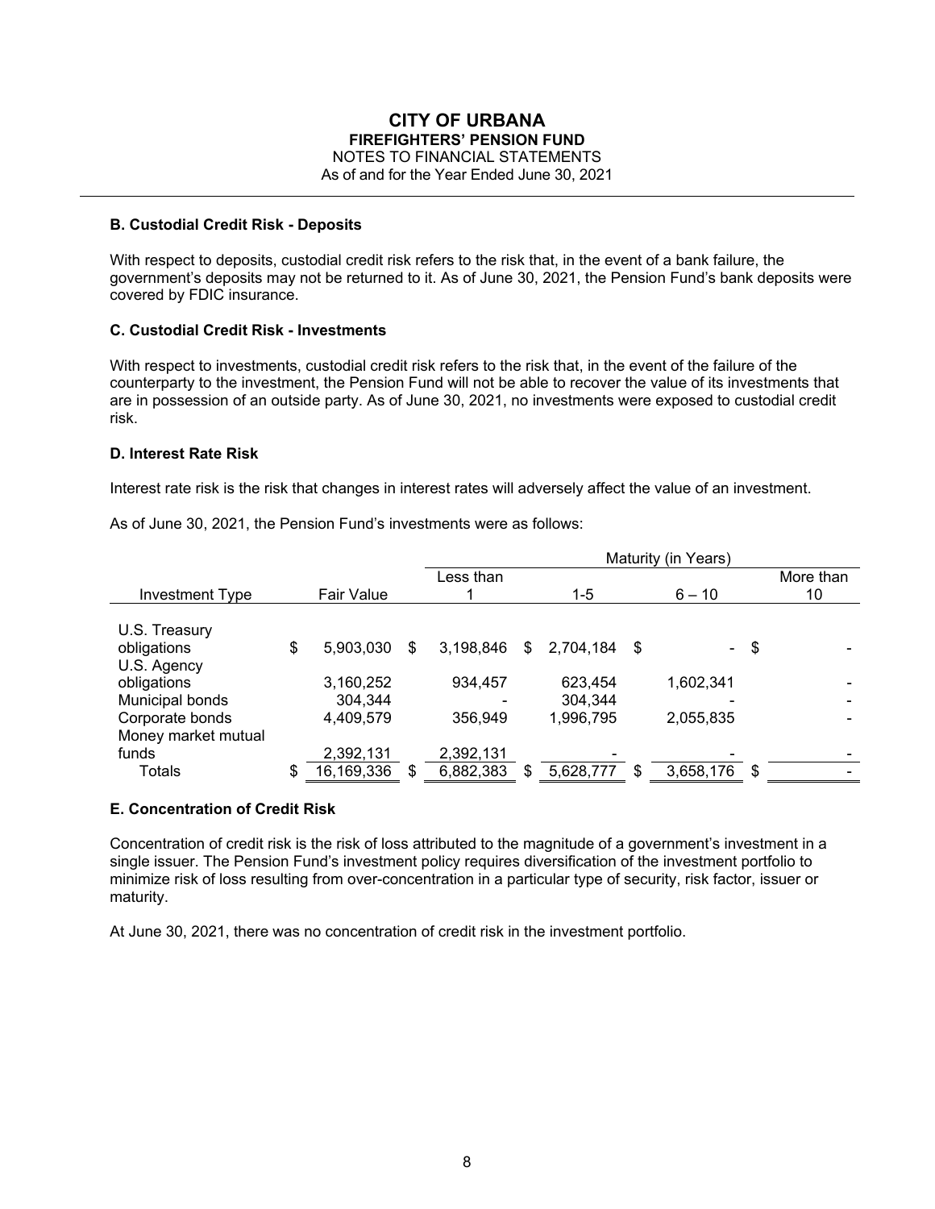# CITY OF URBANA
## FIREFIGHTERS' PENSION FUND
NOTES TO FINANCIAL STATEMENTS
As of and for the Year Ended June 30, 2021

**B. Custodial Credit Risk - Deposits**

With respect to deposits, custodial credit risk refers to the risk that, in the event of a bank failure, the government's deposits may not be returned to it. As of June 30, 2021, the Pension Fund's bank deposits were covered by FDIC insurance.

**C. Custodial Credit Risk - Investments**

With respect to investments, custodial credit risk refers to the risk that, in the event of the failure of the counterparty to the investment, the Pension Fund will not be able to recover the value of its investments that are in possession of an outside party. As of June 30, 2021, no investments were exposed to custodial credit risk.

**D. Interest Rate Risk**

Interest rate risk is the risk that changes in interest rates will adversely affect the value of an investment.

As of June 30, 2021, the Pension Fund's investments were as follows:

| | | Maturity (in Years) | | | |
|---|---|---|---|---|---|
| Investment Type | Fair Value | Less than 1 | 1-5 | 6 – 10 | More than 10 |
| U.S. Treasury obligations | $ 5,903,030 | $ 3,198,846 | $ 2,704,184 | $ - | $ - |
| U.S. Agency obligations | 3,160,252 | 934,457 | 623,454 | 1,602,341 | - |
| Municipal bonds | 304,344 | - | 304,344 | - | - |
| Corporate bonds | 4,409,579 | 356,949 | 1,996,795 | 2,055,835 | - |
| Money market mutual funds | 2,392,131 | 2,392,131 | - | - | - |
| Totals | $ 16,169,336 | $ 6,882,383 | $ 5,628,777 | $ 3,658,176 | $ - |

**E. Concentration of Credit Risk**

Concentration of credit risk is the risk of loss attributed to the magnitude of a government's investment in a single issuer. The Pension Fund's investment policy requires diversification of the investment portfolio to minimize risk of loss resulting from over-concentration in a particular type of security, risk factor, issuer or maturity.

At June 30, 2021, there was no concentration of credit risk in the investment portfolio.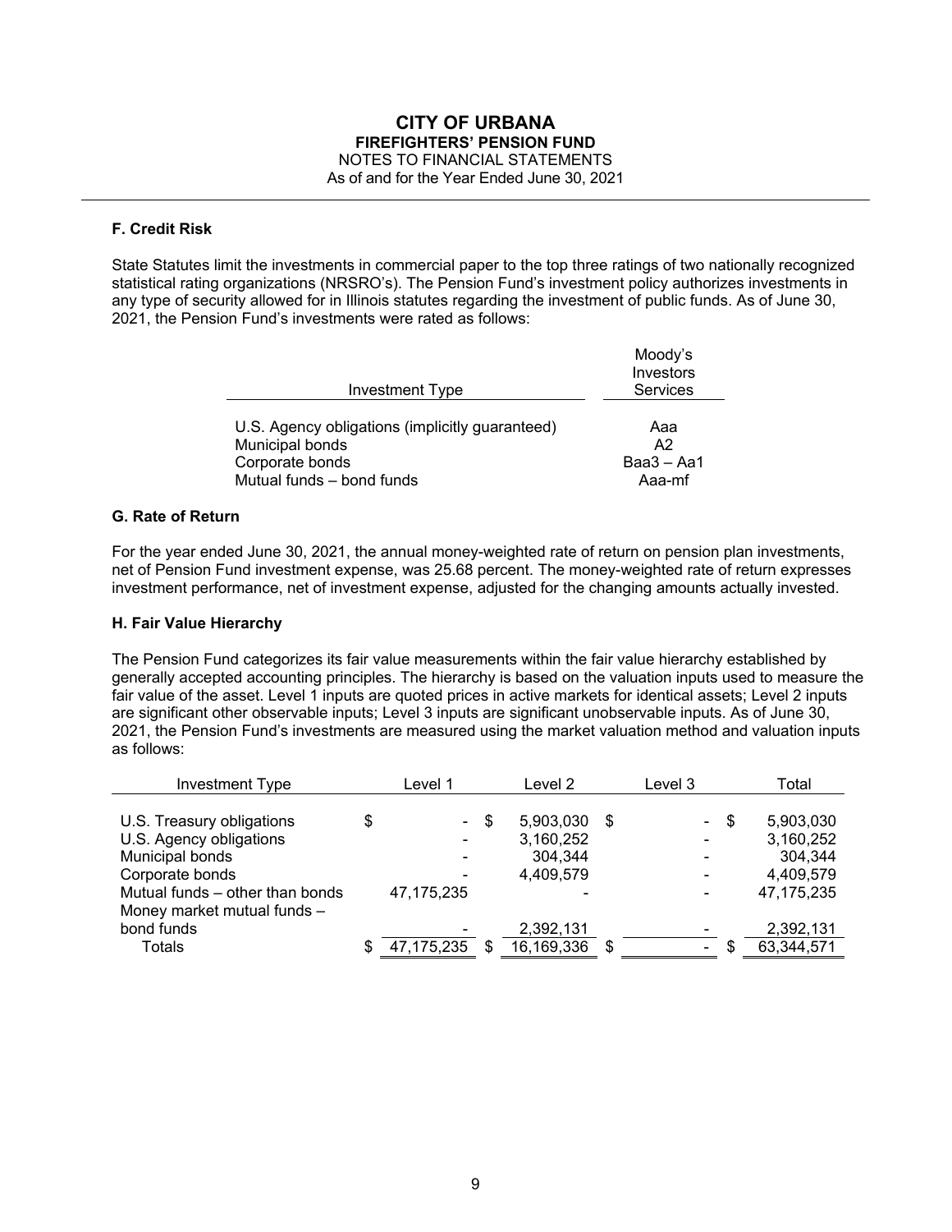## F. Credit Risk

State Statutes limit the investments in commercial paper to the top three ratings of two nationally recognized statistical rating organizations (NRSRO's). The Pension Fund's investment policy authorizes investments in any type of security allowed for in Illinois statutes regarding the investment of public funds. As of June 30, 2021, the Pension Fund's investments were rated as follows:

| Investment Type | Moody's Investors Services |
|---|---|
| U.S. Agency obligations (implicitly guaranteed) | Aaa |
| Municipal bonds | A2 |
| Corporate bonds | Baa3 – Aa1 |
| Mutual funds – bond funds | Aaa-mf |

## G. Rate of Return

For the year ended June 30, 2021, the annual money-weighted rate of return on pension plan investments, net of Pension Fund investment expense, was 25.68 percent. The money-weighted rate of return expresses investment performance, net of investment expense, adjusted for the changing amounts actually invested.

## H. Fair Value Hierarchy

The Pension Fund categorizes its fair value measurements within the fair value hierarchy established by generally accepted accounting principles. The hierarchy is based on the valuation inputs used to measure the fair value of the asset. Level 1 inputs are quoted prices in active markets for identical assets; Level 2 inputs are significant other observable inputs; Level 3 inputs are significant unobservable inputs. As of June 30, 2021, the Pension Fund's investments are measured using the market valuation method and valuation inputs as follows:

| Investment Type | Level 1 | Level 2 | Level 3 | Total |
|---|---|---|---|---|
| U.S. Treasury obligations | $ - | $ 5,903,030 | $ - | $ 5,903,030 |
| U.S. Agency obligations | - | 3,160,252 | - | 3,160,252 |
| Municipal bonds | - | 304,344 | - | 304,344 |
| Corporate bonds | - | 4,409,579 | - | 4,409,579 |
| Mutual funds – other than bonds | 47,175,235 | - | - | 47,175,235 |
| Money market mutual funds – bond funds | - | 2,392,131 | - | 2,392,131 |
| Totals | $ 47,175,235 | $ 16,169,336 | $ - | $ 63,344,571 |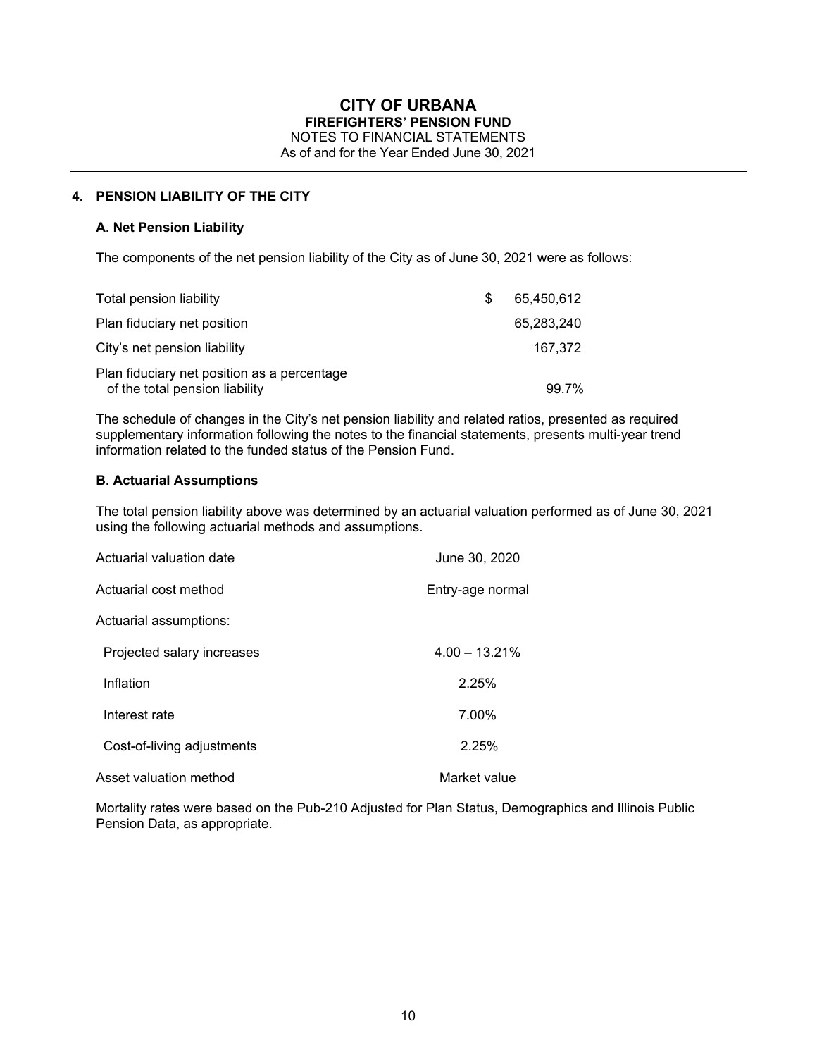# CITY OF URBANA
## FIREFIGHTERS' PENSION FUND
NOTES TO FINANCIAL STATEMENTS
As of and for the Year Ended June 30, 2021

## 4. PENSION LIABILITY OF THE CITY

### A. Net Pension Liability

The components of the net pension liability of the City as of June 30, 2021 were as follows:

| | |
|---|---|
| Total pension liability | $ 65,450,612 |
| Plan fiduciary net position | 65,283,240 |
| City's net pension liability | 167,372 |
| Plan fiduciary net position as a percentage of the total pension liability | 99.7% |

The schedule of changes in the City's net pension liability and related ratios, presented as required supplementary information following the notes to the financial statements, presents multi-year trend information related to the funded status of the Pension Fund.

### B. Actuarial Assumptions

The total pension liability above was determined by an actuarial valuation performed as of June 30, 2021 using the following actuarial methods and assumptions.

| | |
|---|---|
| Actuarial valuation date | June 30, 2020 |
| Actuarial cost method | Entry-age normal |
| Actuarial assumptions: | |
| Projected salary increases | 4.00 – 13.21% |
| Inflation | 2.25% |
| Interest rate | 7.00% |
| Cost-of-living adjustments | 2.25% |
| Asset valuation method | Market value |

Mortality rates were based on the Pub-210 Adjusted for Plan Status, Demographics and Illinois Public Pension Data, as appropriate.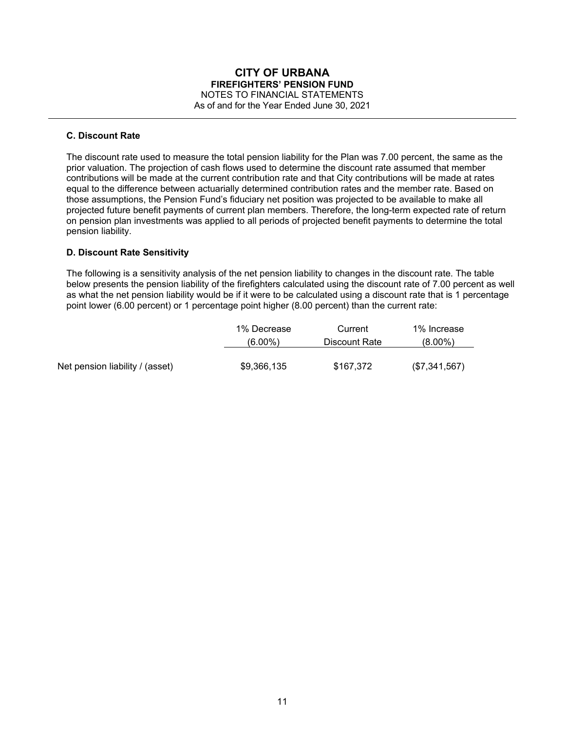### C. Discount Rate

The discount rate used to measure the total pension liability for the Plan was 7.00 percent, the same as the prior valuation. The projection of cash flows used to determine the discount rate assumed that member contributions will be made at the current contribution rate and that City contributions will be made at rates equal to the difference between actuarially determined contribution rates and the member rate. Based on those assumptions, the Pension Fund's fiduciary net position was projected to be available to make all projected future benefit payments of current plan members. Therefore, the long-term expected rate of return on pension plan investments was applied to all periods of projected benefit payments to determine the total pension liability.

### D. Discount Rate Sensitivity

The following is a sensitivity analysis of the net pension liability to changes in the discount rate. The table below presents the pension liability of the firefighters calculated using the discount rate of 7.00 percent as well as what the net pension liability would be if it were to be calculated using a discount rate that is 1 percentage point lower (6.00 percent) or 1 percentage point higher (8.00 percent) than the current rate:

| | 1% Decrease (6.00%) | Current Discount Rate | 1% Increase (8.00%) |
|---|---|---|---|
| Net pension liability / (asset) | $9,366,135 | $167,372 | ($7,341,567) |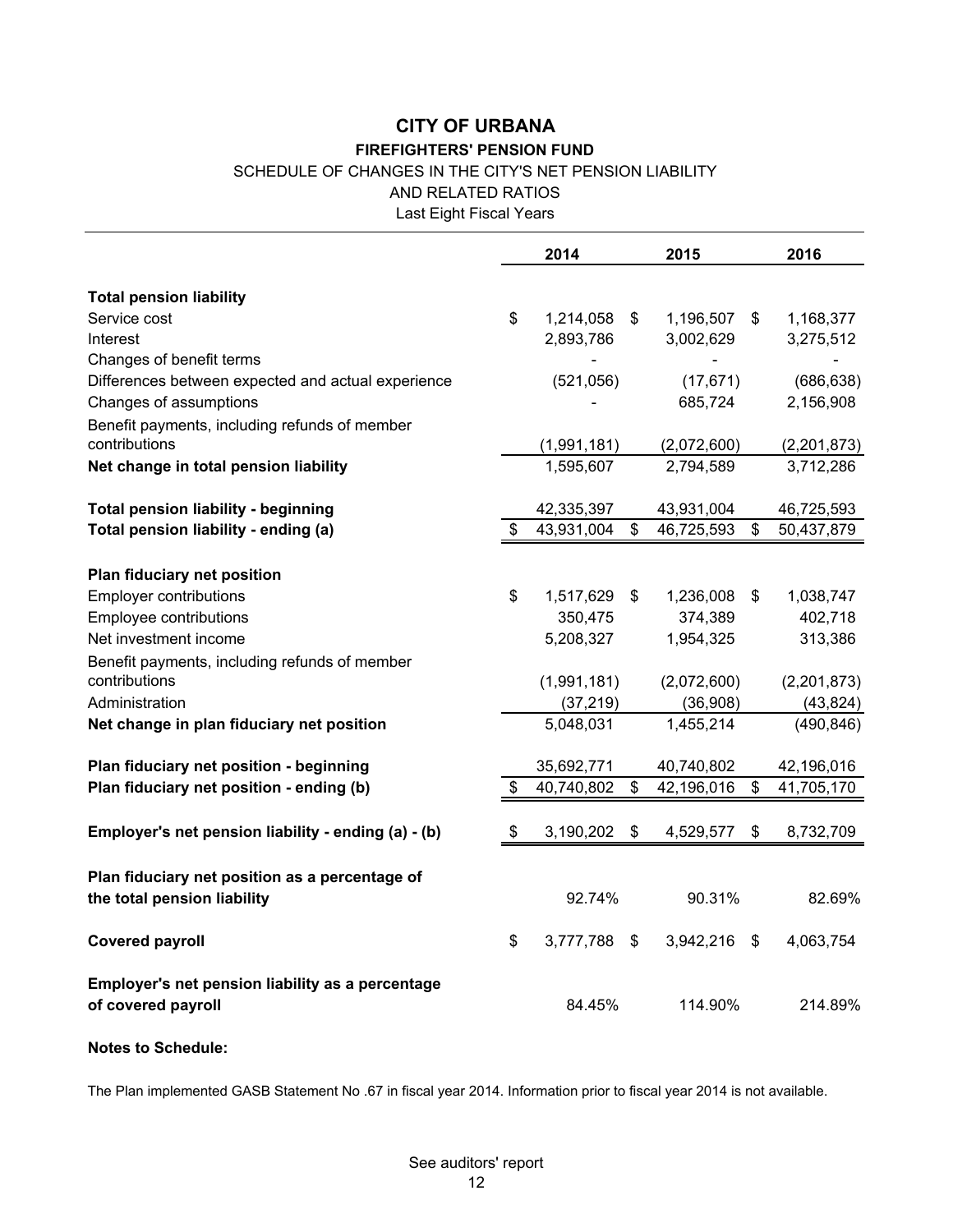# CITY OF URBANA

## FIREFIGHTERS' PENSION FUND

SCHEDULE OF CHANGES IN THE CITY'S NET PENSION LIABILITY

AND RELATED RATIOS

Last Eight Fiscal Years

| | 2014 | 2015 | 2016 |
|---|---|---|---|
| **Total pension liability** | | | |
| Service cost | $ 1,214,058 | $ 1,196,507 | $ 1,168,377 |
| Interest | 2,893,786 | 3,002,629 | 3,275,512 |
| Changes of benefit terms | - | - | - |
| Differences between expected and actual experience | (521,056) | (17,671) | (686,638) |
| Changes of assumptions | - | 685,724 | 2,156,908 |
| Benefit payments, including refunds of member contributions | (1,991,181) | (2,072,600) | (2,201,873) |
| **Net change in total pension liability** | 1,595,607 | 2,794,589 | 3,712,286 |
| **Total pension liability - beginning** | 42,335,397 | 43,931,004 | 46,725,593 |
| **Total pension liability - ending (a)** | $ 43,931,004 | $ 46,725,593 | $ 50,437,879 |
| **Plan fiduciary net position** | | | |
| Employer contributions | $ 1,517,629 | $ 1,236,008 | $ 1,038,747 |
| Employee contributions | 350,475 | 374,389 | 402,718 |
| Net investment income | 5,208,327 | 1,954,325 | 313,386 |
| Benefit payments, including refunds of member contributions | (1,991,181) | (2,072,600) | (2,201,873) |
| Administration | (37,219) | (36,908) | (43,824) |
| **Net change in plan fiduciary net position** | 5,048,031 | 1,455,214 | (490,846) |
| **Plan fiduciary net position - beginning** | 35,692,771 | 40,740,802 | 42,196,016 |
| **Plan fiduciary net position - ending (b)** | $ 40,740,802 | $ 42,196,016 | $ 41,705,170 |
| **Employer's net pension liability - ending (a) - (b)** | $ 3,190,202 | $ 4,529,577 | $ 8,732,709 |
| **Plan fiduciary net position as a percentage of the total pension liability** | 92.74% | 90.31% | 82.69% |
| **Covered payroll** | $ 3,777,788 | $ 3,942,216 | $ 4,063,754 |
| **Employer's net pension liability as a percentage of covered payroll** | 84.45% | 114.90% | 214.89% |

**Notes to Schedule:**

The Plan implemented GASB Statement No .67 in fiscal year 2014. Information prior to fiscal year 2014 is not available.

See auditors' report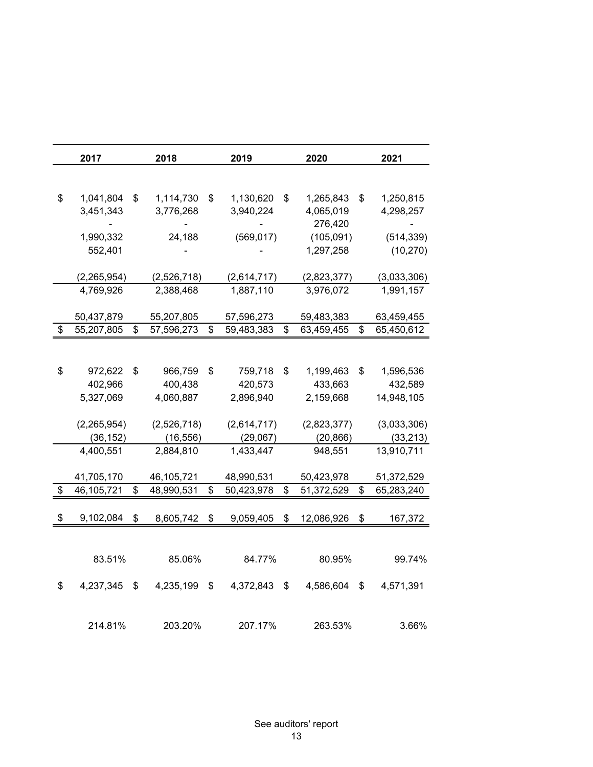| 2017 | 2018 | 2019 | 2020 | 2021 |
|---|---|---|---|---|
| | | | | |
| $ 1,041,804 | $ 1,114,730 | $ 1,130,620 | $ 1,265,843 | $ 1,250,815 |
| 3,451,343 | 3,776,268 | 3,940,224 | 4,065,019 | 4,298,257 |
| - | - | - | 276,420 | - |
| 1,990,332 | 24,188 | (569,017) | (105,091) | (514,339) |
| 552,401 | - | - | 1,297,258 | (10,270) |
| (2,265,954) | (2,526,718) | (2,614,717) | (2,823,377) | (3,033,306) |
| 4,769,926 | 2,388,468 | 1,887,110 | 3,976,072 | 1,991,157 |
| 50,437,879 | 55,207,805 | 57,596,273 | 59,483,383 | 63,459,455 |
| $ 55,207,805 | $ 57,596,273 | $ 59,483,383 | $ 63,459,455 | $ 65,450,612 |
| | | | | |
| $ 972,622 | $ 966,759 | $ 759,718 | $ 1,199,463 | $ 1,596,536 |
| 402,966 | 400,438 | 420,573 | 433,663 | 432,589 |
| 5,327,069 | 4,060,887 | 2,896,940 | 2,159,668 | 14,948,105 |
| (2,265,954) | (2,526,718) | (2,614,717) | (2,823,377) | (3,033,306) |
| (36,152) | (16,556) | (29,067) | (20,866) | (33,213) |
| 4,400,551 | 2,884,810 | 1,433,447 | 948,551 | 13,910,711 |
| 41,705,170 | 46,105,721 | 48,990,531 | 50,423,978 | 51,372,529 |
| $ 46,105,721 | $ 48,990,531 | $ 50,423,978 | $ 51,372,529 | $ 65,283,240 |
| $ 9,102,084 | $ 8,605,742 | $ 9,059,405 | $ 12,086,926 | $ 167,372 |
| 83.51% | 85.06% | 84.77% | 80.95% | 99.74% |
| $ 4,237,345 | $ 4,235,199 | $ 4,372,843 | $ 4,586,604 | $ 4,571,391 |
| 214.81% | 203.20% | 207.17% | 263.53% | 3.66% |

See auditors' report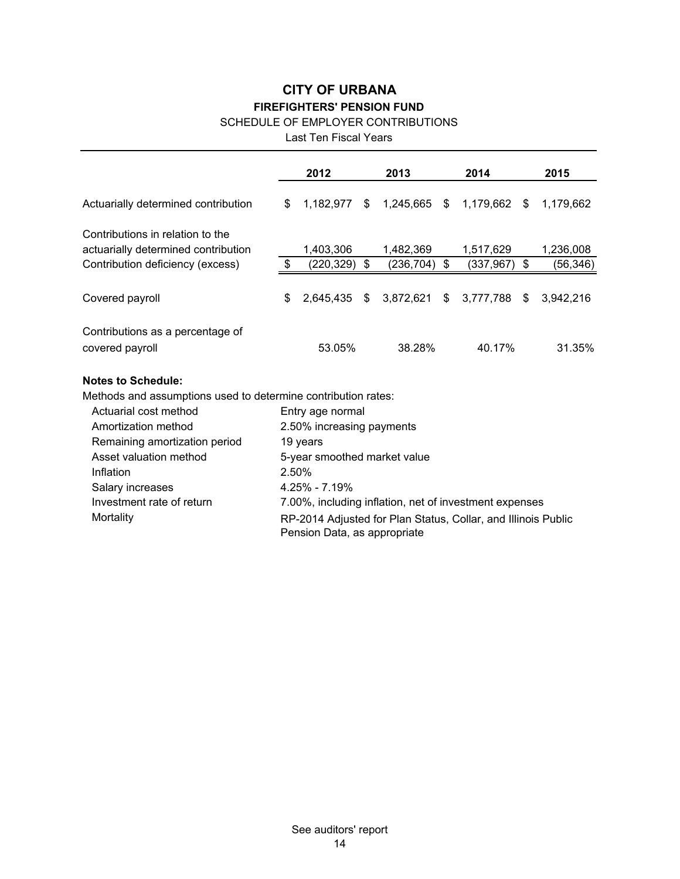# CITY OF URBANA

## FIREFIGHTERS' PENSION FUND

SCHEDULE OF EMPLOYER CONTRIBUTIONS

Last Ten Fiscal Years

| | 2012 | 2013 | 2014 | 2015 |
|---|---|---|---|---|
| Actuarially determined contribution | $ 1,182,977 | $ 1,245,665 | $ 1,179,662 | $ 1,179,662 |
| Contributions in relation to the actuarially determined contribution | 1,403,306 | 1,482,369 | 1,517,629 | 1,236,008 |
| Contribution deficiency (excess) | $ (220,329) | $ (236,704) | $ (337,967) | $ (56,346) |
| Covered payroll | $ 2,645,435 | $ 3,872,621 | $ 3,777,788 | $ 3,942,216 |
| Contributions as a percentage of covered payroll | 53.05% | 38.28% | 40.17% | 31.35% |

**Notes to Schedule:**

Methods and assumptions used to determine contribution rates:

| | |
|---|---|
| Actuarial cost method | Entry age normal |
| Amortization method | 2.50% increasing payments |
| Remaining amortization period | 19 years |
| Asset valuation method | 5-year smoothed market value |
| Inflation | 2.50% |
| Salary increases | 4.25% - 7.19% |
| Investment rate of return | 7.00%, including inflation, net of investment expenses |
| Mortality | RP-2014 Adjusted for Plan Status, Collar, and Illinois Public Pension Data, as appropriate |

See auditors' report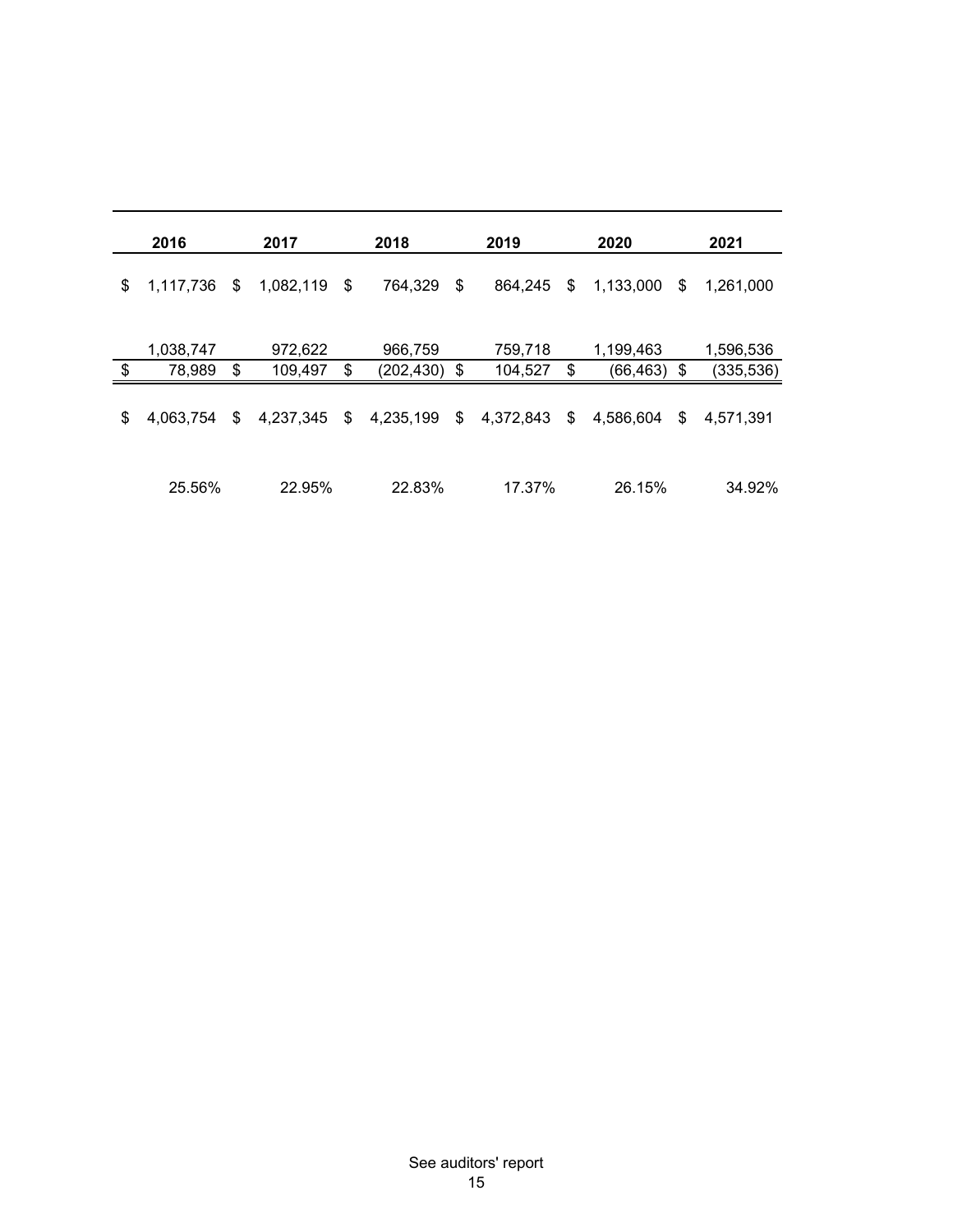| 2016 | 2017 | 2018 | 2019 | 2020 | 2021 |
|---|---|---|---|---|---|
| $ 1,117,736 | $ 1,082,119 | $ 764,329 | $ 864,245 | $ 1,133,000 | $ 1,261,000 |
| 1,038,747 | 972,622 | 966,759 | 759,718 | 1,199,463 | 1,596,536 |
| $ 78,989 | $ 109,497 | $ (202,430) | $ 104,527 | $ (66,463) | $ (335,536) |
| $ 4,063,754 | $ 4,237,345 | $ 4,235,199 | $ 4,372,843 | $ 4,586,604 | $ 4,571,391 |
| 25.56% | 22.95% | 22.83% | 17.37% | 26.15% | 34.92% |

See auditors' report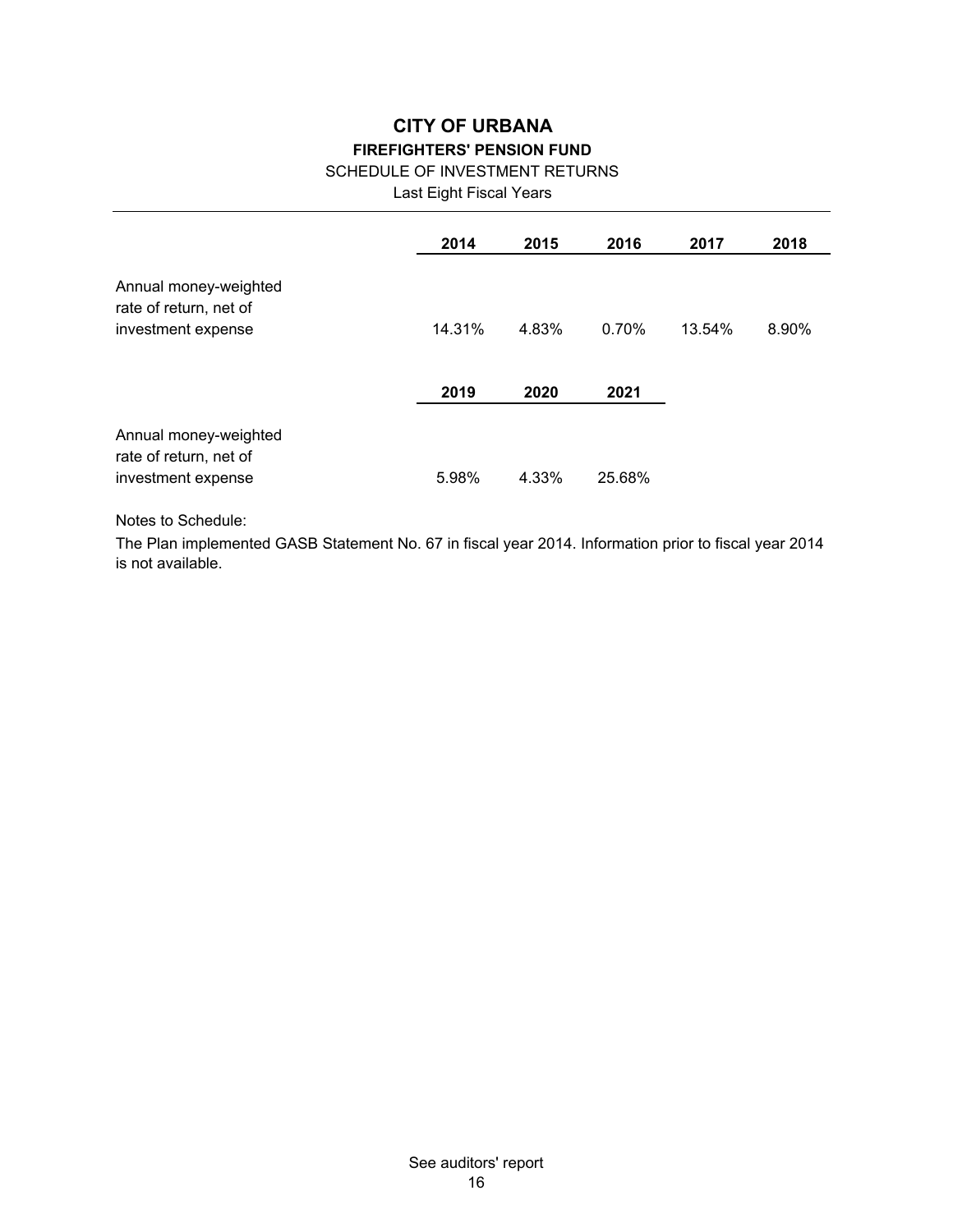# CITY OF URBANA

## FIREFIGHTERS' PENSION FUND

SCHEDULE OF INVESTMENT RETURNS

Last Eight Fiscal Years

| | 2014 | 2015 | 2016 | 2017 | 2018 |
|---|---|---|---|---|---|
| Annual money-weighted rate of return, net of investment expense | 14.31% | 4.83% | 0.70% | 13.54% | 8.90% |

| | 2019 | 2020 | 2021 |
|---|---|---|---|
| Annual money-weighted rate of return, net of investment expense | 5.98% | 4.33% | 25.68% |

Notes to Schedule:

The Plan implemented GASB Statement No. 67 in fiscal year 2014. Information prior to fiscal year 2014 is not available.

See auditors' report